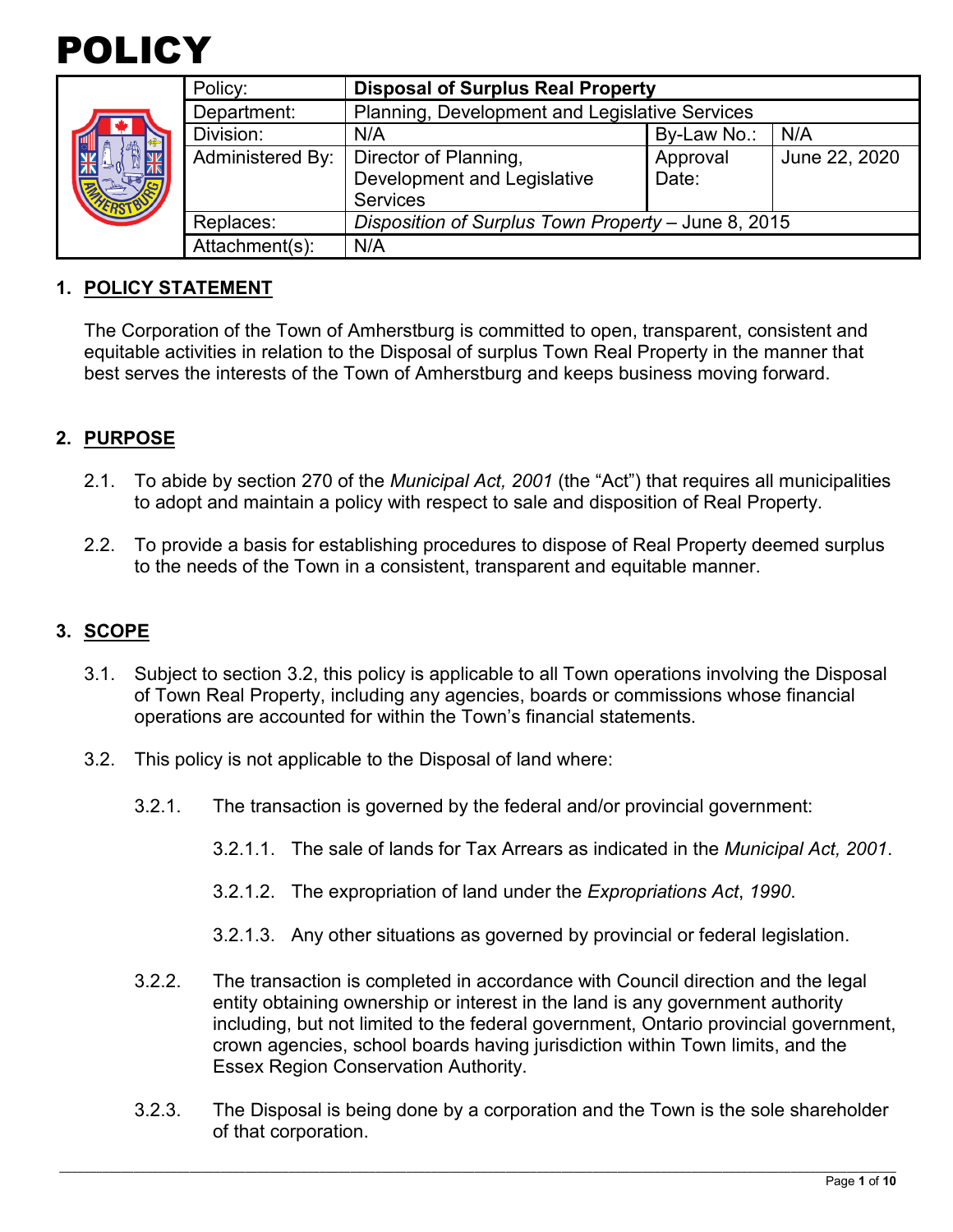# POLICY

| | | | | |
|---|---|---|---|---|
| Policy: | **Disposal of Surplus Real Property** | | | |
| Department: | Planning, Development and Legislative Services | | | |
| Division: | N/A | By-Law No.: | N/A | |
| Administered By: | Director of Planning, Development and Legislative Services | Approval Date: | June 22, 2020 | |
| Replaces: | *Disposition of Surplus Town Property* – June 8, 2015 | | | |
| Attachment(s): | N/A | | | |

## 1. POLICY STATEMENT

The Corporation of the Town of Amherstburg is committed to open, transparent, consistent and equitable activities in relation to the Disposal of surplus Town Real Property in the manner that best serves the interests of the Town of Amherstburg and keeps business moving forward.

## 2. PURPOSE

2.1. To abide by section 270 of the *Municipal Act, 2001* (the "Act") that requires all municipalities to adopt and maintain a policy with respect to sale and disposition of Real Property.

2.2. To provide a basis for establishing procedures to dispose of Real Property deemed surplus to the needs of the Town in a consistent, transparent and equitable manner.

## 3. SCOPE

3.1. Subject to section 3.2, this policy is applicable to all Town operations involving the Disposal of Town Real Property, including any agencies, boards or commissions whose financial operations are accounted for within the Town's financial statements.

3.2. This policy is not applicable to the Disposal of land where:

3.2.1. The transaction is governed by the federal and/or provincial government:

3.2.1.1. The sale of lands for Tax Arrears as indicated in the *Municipal Act, 2001*.

3.2.1.2. The expropriation of land under the *Expropriations Act*, *1990*.

3.2.1.3. Any other situations as governed by provincial or federal legislation.

3.2.2. The transaction is completed in accordance with Council direction and the legal entity obtaining ownership or interest in the land is any government authority including, but not limited to the federal government, Ontario provincial government, crown agencies, school boards having jurisdiction within Town limits, and the Essex Region Conservation Authority.

3.2.3. The Disposal is being done by a corporation and the Town is the sole shareholder of that corporation.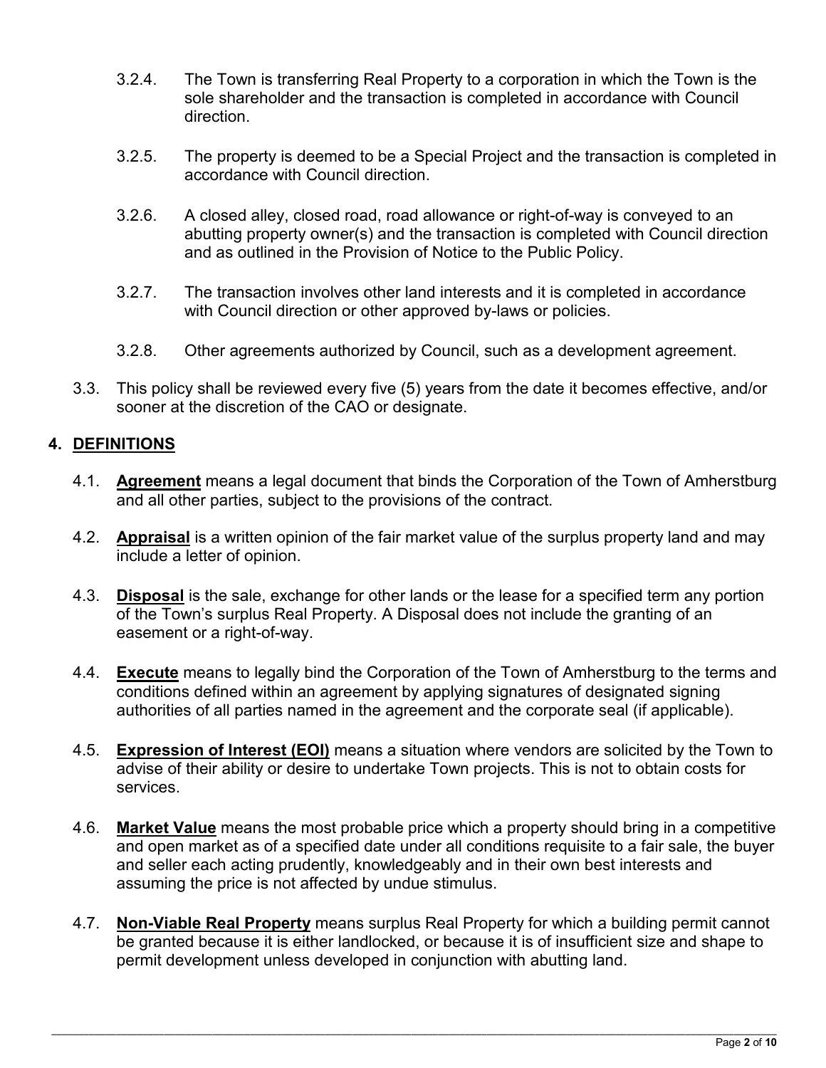3.2.4. The Town is transferring Real Property to a corporation in which the Town is the sole shareholder and the transaction is completed in accordance with Council direction.

3.2.5. The property is deemed to be a Special Project and the transaction is completed in accordance with Council direction.

3.2.6. A closed alley, closed road, road allowance or right-of-way is conveyed to an abutting property owner(s) and the transaction is completed with Council direction and as outlined in the Provision of Notice to the Public Policy.

3.2.7. The transaction involves other land interests and it is completed in accordance with Council direction or other approved by-laws or policies.

3.2.8. Other agreements authorized by Council, such as a development agreement.

3.3. This policy shall be reviewed every five (5) years from the date it becomes effective, and/or sooner at the discretion of the CAO or designate.

## 4. DEFINITIONS

4.1. **Agreement** means a legal document that binds the Corporation of the Town of Amherstburg and all other parties, subject to the provisions of the contract.

4.2. **Appraisal** is a written opinion of the fair market value of the surplus property land and may include a letter of opinion.

4.3. **Disposal** is the sale, exchange for other lands or the lease for a specified term any portion of the Town's surplus Real Property. A Disposal does not include the granting of an easement or a right-of-way.

4.4. **Execute** means to legally bind the Corporation of the Town of Amherstburg to the terms and conditions defined within an agreement by applying signatures of designated signing authorities of all parties named in the agreement and the corporate seal (if applicable).

4.5. **Expression of Interest (EOI)** means a situation where vendors are solicited by the Town to advise of their ability or desire to undertake Town projects. This is not to obtain costs for services.

4.6. **Market Value** means the most probable price which a property should bring in a competitive and open market as of a specified date under all conditions requisite to a fair sale, the buyer and seller each acting prudently, knowledgeably and in their own best interests and assuming the price is not affected by undue stimulus.

4.7. **Non-Viable Real Property** means surplus Real Property for which a building permit cannot be granted because it is either landlocked, or because it is of insufficient size and shape to permit development unless developed in conjunction with abutting land.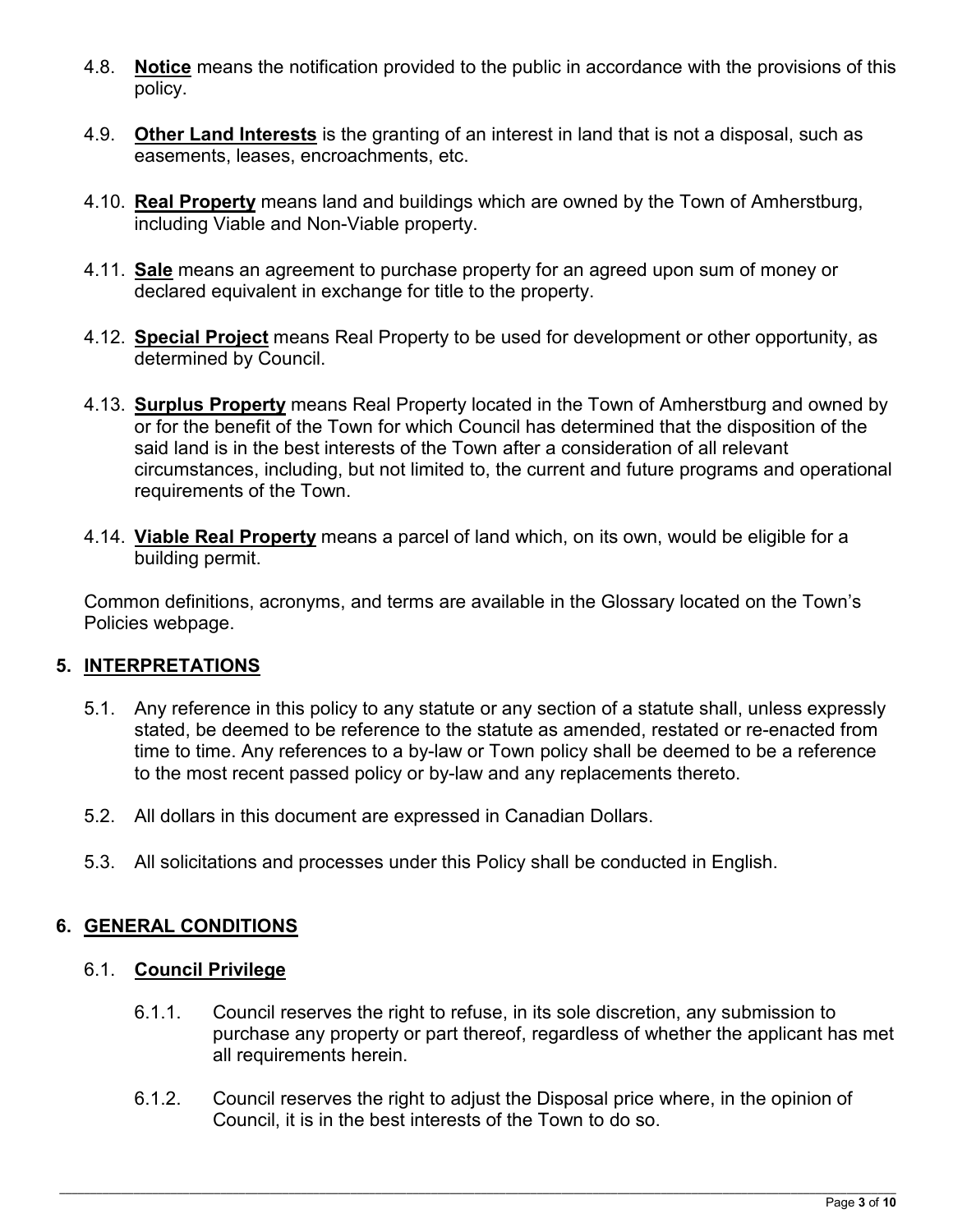4.8. **Notice** means the notification provided to the public in accordance with the provisions of this policy.

4.9. **Other Land Interests** is the granting of an interest in land that is not a disposal, such as easements, leases, encroachments, etc.

4.10. **Real Property** means land and buildings which are owned by the Town of Amherstburg, including Viable and Non-Viable property.

4.11. **Sale** means an agreement to purchase property for an agreed upon sum of money or declared equivalent in exchange for title to the property.

4.12. **Special Project** means Real Property to be used for development or other opportunity, as determined by Council.

4.13. **Surplus Property** means Real Property located in the Town of Amherstburg and owned by or for the benefit of the Town for which Council has determined that the disposition of the said land is in the best interests of the Town after a consideration of all relevant circumstances, including, but not limited to, the current and future programs and operational requirements of the Town.

4.14. **Viable Real Property** means a parcel of land which, on its own, would be eligible for a building permit.

Common definitions, acronyms, and terms are available in the Glossary located on the Town's Policies webpage.

## 5. INTERPRETATIONS

5.1. Any reference in this policy to any statute or any section of a statute shall, unless expressly stated, be deemed to be reference to the statute as amended, restated or re-enacted from time to time. Any references to a by-law or Town policy shall be deemed to be a reference to the most recent passed policy or by-law and any replacements thereto.

5.2. All dollars in this document are expressed in Canadian Dollars.

5.3. All solicitations and processes under this Policy shall be conducted in English.

## 6. GENERAL CONDITIONS

### 6.1. Council Privilege

6.1.1. Council reserves the right to refuse, in its sole discretion, any submission to purchase any property or part thereof, regardless of whether the applicant has met all requirements herein.

6.1.2. Council reserves the right to adjust the Disposal price where, in the opinion of Council, it is in the best interests of the Town to do so.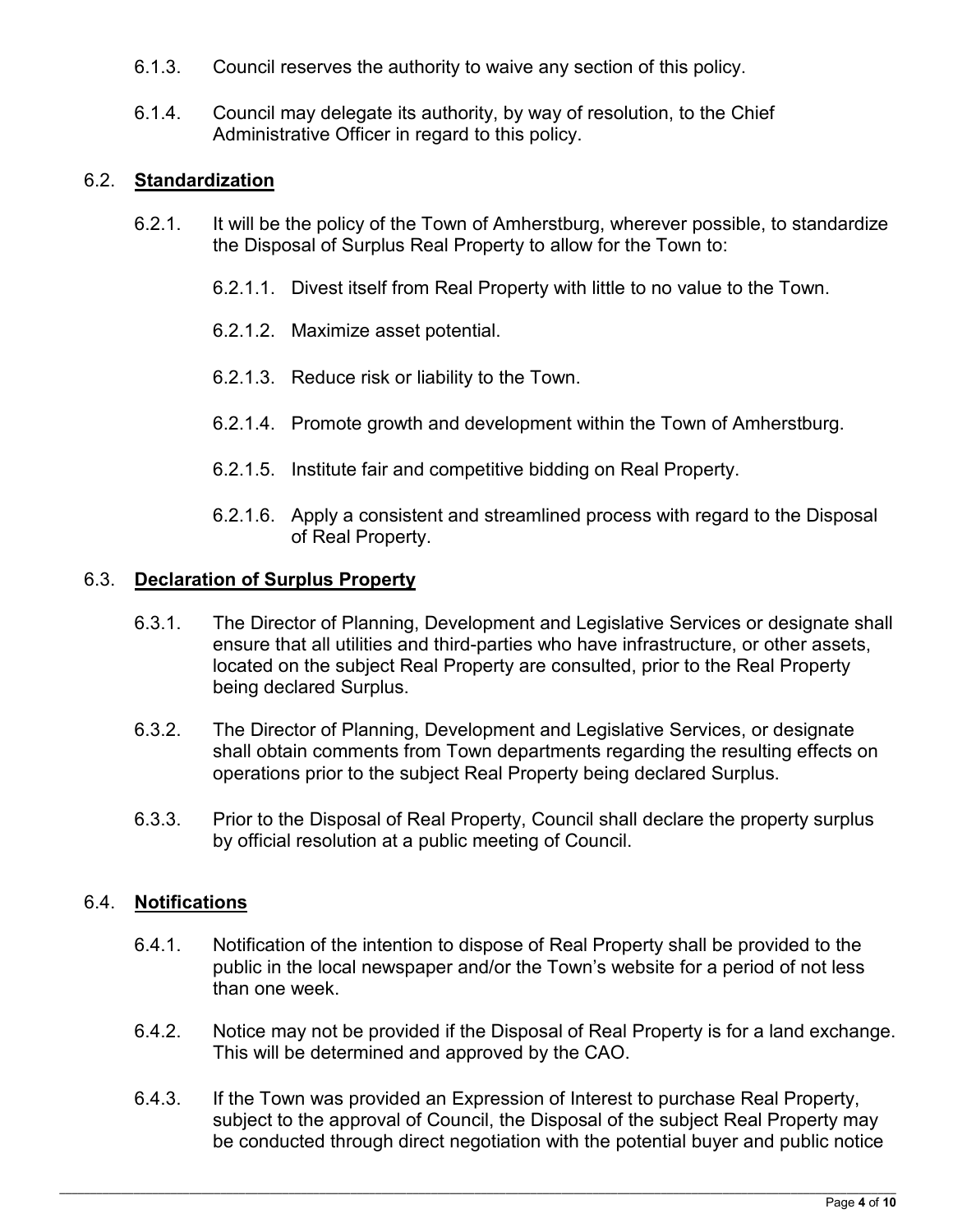6.1.3. Council reserves the authority to waive any section of this policy.

6.1.4. Council may delegate its authority, by way of resolution, to the Chief Administrative Officer in regard to this policy.

## 6.2. **Standardization**

6.2.1. It will be the policy of the Town of Amherstburg, wherever possible, to standardize the Disposal of Surplus Real Property to allow for the Town to:

6.2.1.1. Divest itself from Real Property with little to no value to the Town.

6.2.1.2. Maximize asset potential.

6.2.1.3. Reduce risk or liability to the Town.

6.2.1.4. Promote growth and development within the Town of Amherstburg.

6.2.1.5. Institute fair and competitive bidding on Real Property.

6.2.1.6. Apply a consistent and streamlined process with regard to the Disposal of Real Property.

## 6.3. **Declaration of Surplus Property**

6.3.1. The Director of Planning, Development and Legislative Services or designate shall ensure that all utilities and third-parties who have infrastructure, or other assets, located on the subject Real Property are consulted, prior to the Real Property being declared Surplus.

6.3.2. The Director of Planning, Development and Legislative Services, or designate shall obtain comments from Town departments regarding the resulting effects on operations prior to the subject Real Property being declared Surplus.

6.3.3. Prior to the Disposal of Real Property, Council shall declare the property surplus by official resolution at a public meeting of Council.

## 6.4. **Notifications**

6.4.1. Notification of the intention to dispose of Real Property shall be provided to the public in the local newspaper and/or the Town's website for a period of not less than one week.

6.4.2. Notice may not be provided if the Disposal of Real Property is for a land exchange. This will be determined and approved by the CAO.

6.4.3. If the Town was provided an Expression of Interest to purchase Real Property, subject to the approval of Council, the Disposal of the subject Real Property may be conducted through direct negotiation with the potential buyer and public notice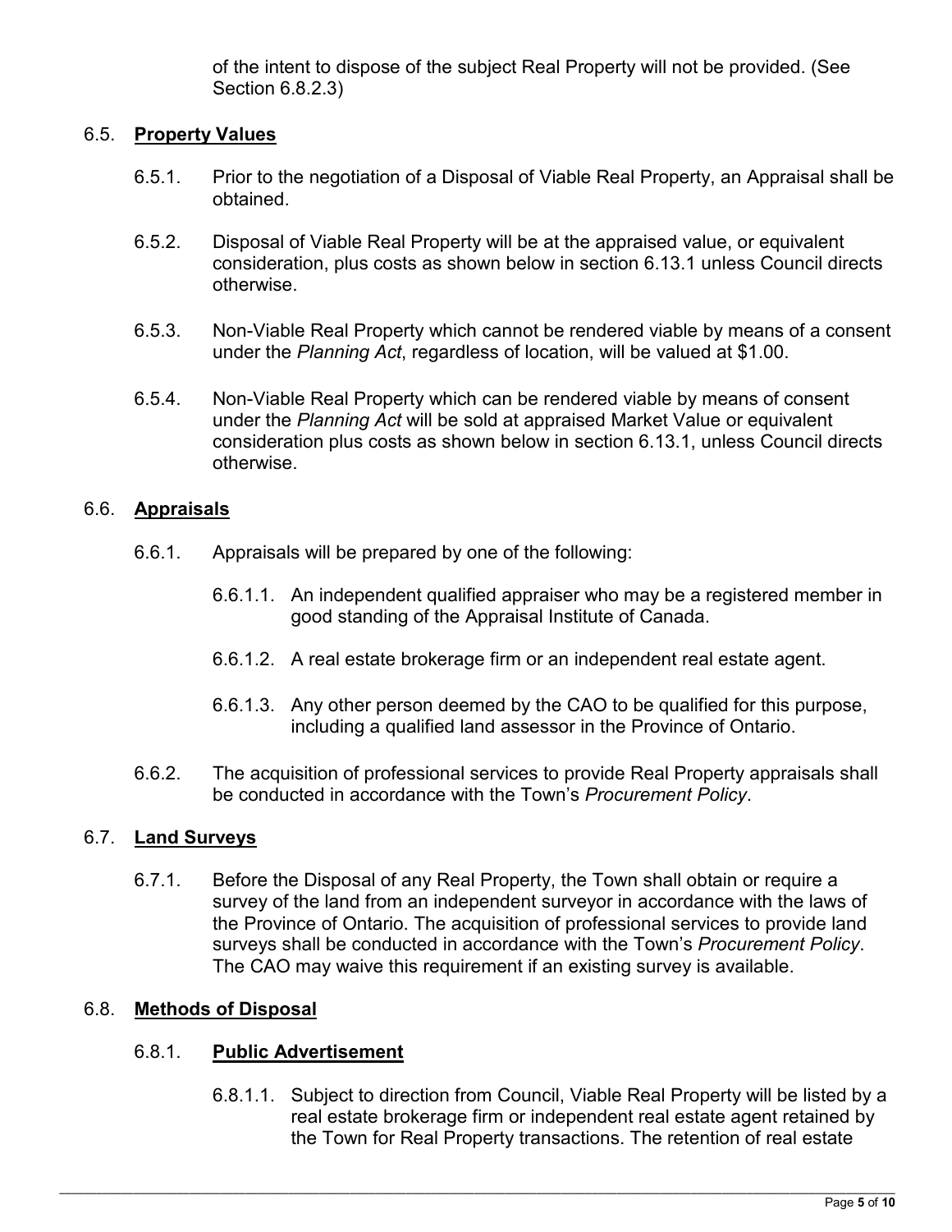of the intent to dispose of the subject Real Property will not be provided. (See Section 6.8.2.3)

### 6.5. **Property Values**

6.5.1. Prior to the negotiation of a Disposal of Viable Real Property, an Appraisal shall be obtained.

6.5.2. Disposal of Viable Real Property will be at the appraised value, or equivalent consideration, plus costs as shown below in section 6.13.1 unless Council directs otherwise.

6.5.3. Non-Viable Real Property which cannot be rendered viable by means of a consent under the *Planning Act*, regardless of location, will be valued at $1.00.

6.5.4. Non-Viable Real Property which can be rendered viable by means of consent under the *Planning Act* will be sold at appraised Market Value or equivalent consideration plus costs as shown below in section 6.13.1, unless Council directs otherwise.

### 6.6. **Appraisals**

6.6.1. Appraisals will be prepared by one of the following:

6.6.1.1. An independent qualified appraiser who may be a registered member in good standing of the Appraisal Institute of Canada.

6.6.1.2. A real estate brokerage firm or an independent real estate agent.

6.6.1.3. Any other person deemed by the CAO to be qualified for this purpose, including a qualified land assessor in the Province of Ontario.

6.6.2. The acquisition of professional services to provide Real Property appraisals shall be conducted in accordance with the Town's *Procurement Policy*.

### 6.7. **Land Surveys**

6.7.1. Before the Disposal of any Real Property, the Town shall obtain or require a survey of the land from an independent surveyor in accordance with the laws of the Province of Ontario. The acquisition of professional services to provide land surveys shall be conducted in accordance with the Town's *Procurement Policy*. The CAO may waive this requirement if an existing survey is available.

### 6.8. **Methods of Disposal**

#### 6.8.1. **Public Advertisement**

6.8.1.1. Subject to direction from Council, Viable Real Property will be listed by a real estate brokerage firm or independent real estate agent retained by the Town for Real Property transactions. The retention of real estate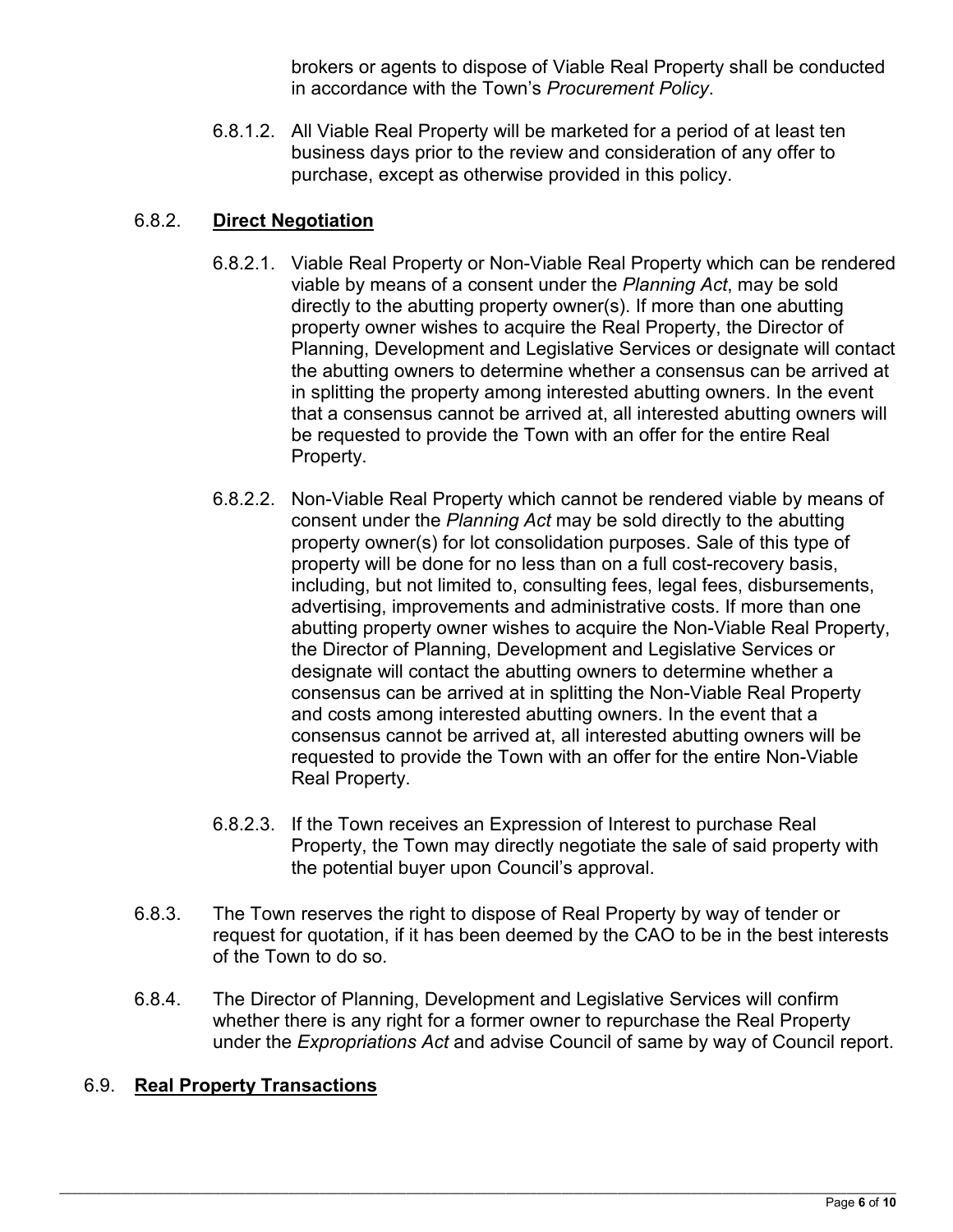brokers or agents to dispose of Viable Real Property shall be conducted in accordance with the Town's *Procurement Policy*.

6.8.1.2. All Viable Real Property will be marketed for a period of at least ten business days prior to the review and consideration of any offer to purchase, except as otherwise provided in this policy.

6.8.2. **Direct Negotiation**

6.8.2.1. Viable Real Property or Non-Viable Real Property which can be rendered viable by means of a consent under the *Planning Act*, may be sold directly to the abutting property owner(s). If more than one abutting property owner wishes to acquire the Real Property, the Director of Planning, Development and Legislative Services or designate will contact the abutting owners to determine whether a consensus can be arrived at in splitting the property among interested abutting owners. In the event that a consensus cannot be arrived at, all interested abutting owners will be requested to provide the Town with an offer for the entire Real Property.

6.8.2.2. Non-Viable Real Property which cannot be rendered viable by means of consent under the *Planning Act* may be sold directly to the abutting property owner(s) for lot consolidation purposes. Sale of this type of property will be done for no less than on a full cost-recovery basis, including, but not limited to, consulting fees, legal fees, disbursements, advertising, improvements and administrative costs. If more than one abutting property owner wishes to acquire the Non-Viable Real Property, the Director of Planning, Development and Legislative Services or designate will contact the abutting owners to determine whether a consensus can be arrived at in splitting the Non-Viable Real Property and costs among interested abutting owners. In the event that a consensus cannot be arrived at, all interested abutting owners will be requested to provide the Town with an offer for the entire Non-Viable Real Property.

6.8.2.3. If the Town receives an Expression of Interest to purchase Real Property, the Town may directly negotiate the sale of said property with the potential buyer upon Council's approval.

6.8.3. The Town reserves the right to dispose of Real Property by way of tender or request for quotation, if it has been deemed by the CAO to be in the best interests of the Town to do so.

6.8.4. The Director of Planning, Development and Legislative Services will confirm whether there is any right for a former owner to repurchase the Real Property under the *Expropriations Act* and advise Council of same by way of Council report.

6.9. **Real Property Transactions**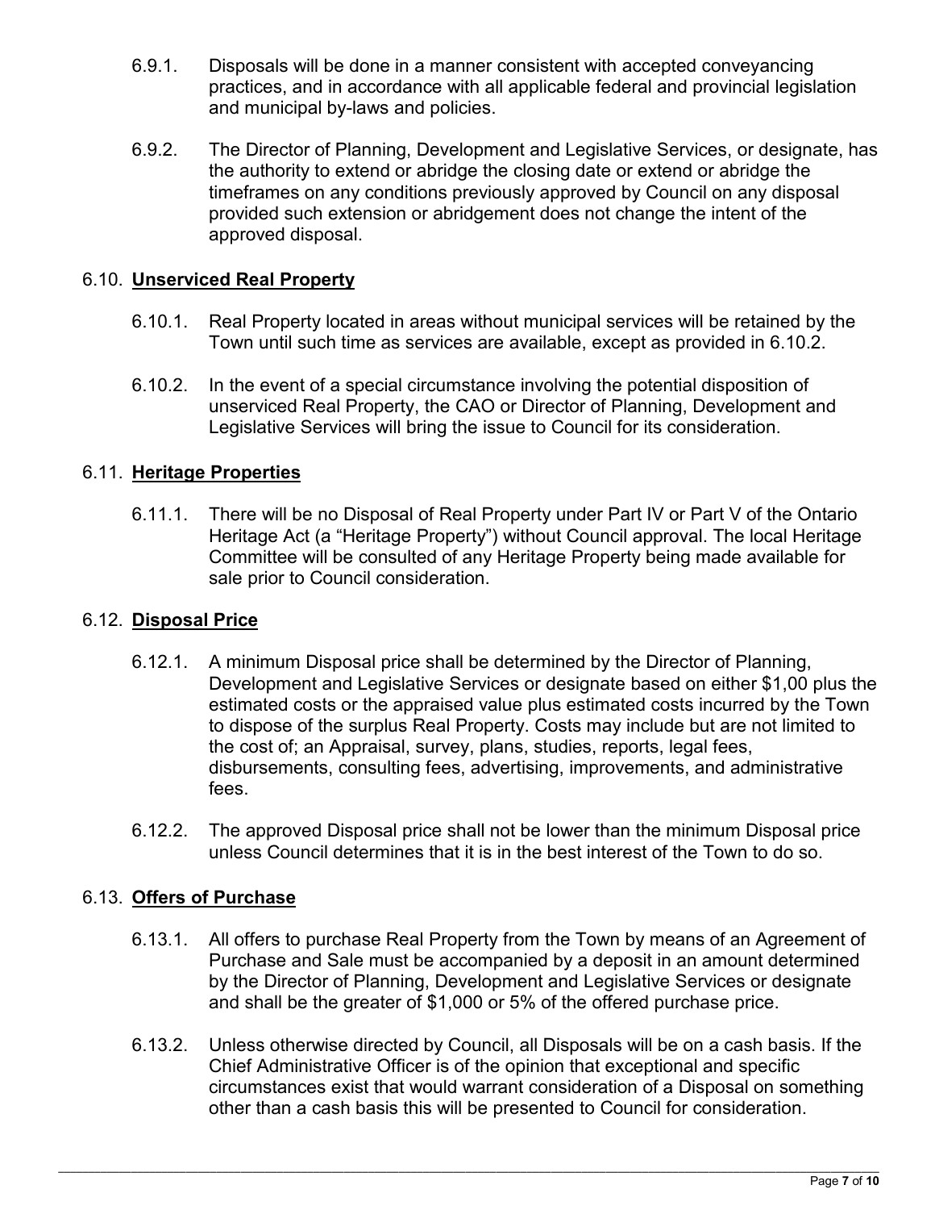6.9.1. Disposals will be done in a manner consistent with accepted conveyancing practices, and in accordance with all applicable federal and provincial legislation and municipal by-laws and policies.

6.9.2. The Director of Planning, Development and Legislative Services, or designate, has the authority to extend or abridge the closing date or extend or abridge the timeframes on any conditions previously approved by Council on any disposal provided such extension or abridgement does not change the intent of the approved disposal.

### 6.10. Unserviced Real Property

6.10.1. Real Property located in areas without municipal services will be retained by the Town until such time as services are available, except as provided in 6.10.2.

6.10.2. In the event of a special circumstance involving the potential disposition of unserviced Real Property, the CAO or Director of Planning, Development and Legislative Services will bring the issue to Council for its consideration.

### 6.11. Heritage Properties

6.11.1. There will be no Disposal of Real Property under Part IV or Part V of the Ontario Heritage Act (a "Heritage Property") without Council approval. The local Heritage Committee will be consulted of any Heritage Property being made available for sale prior to Council consideration.

### 6.12. Disposal Price

6.12.1. A minimum Disposal price shall be determined by the Director of Planning, Development and Legislative Services or designate based on either $1,00 plus the estimated costs or the appraised value plus estimated costs incurred by the Town to dispose of the surplus Real Property. Costs may include but are not limited to the cost of; an Appraisal, survey, plans, studies, reports, legal fees, disbursements, consulting fees, advertising, improvements, and administrative fees.

6.12.2. The approved Disposal price shall not be lower than the minimum Disposal price unless Council determines that it is in the best interest of the Town to do so.

### 6.13. Offers of Purchase

6.13.1. All offers to purchase Real Property from the Town by means of an Agreement of Purchase and Sale must be accompanied by a deposit in an amount determined by the Director of Planning, Development and Legislative Services or designate and shall be the greater of $1,000 or 5% of the offered purchase price.

6.13.2. Unless otherwise directed by Council, all Disposals will be on a cash basis. If the Chief Administrative Officer is of the opinion that exceptional and specific circumstances exist that would warrant consideration of a Disposal on something other than a cash basis this will be presented to Council for consideration.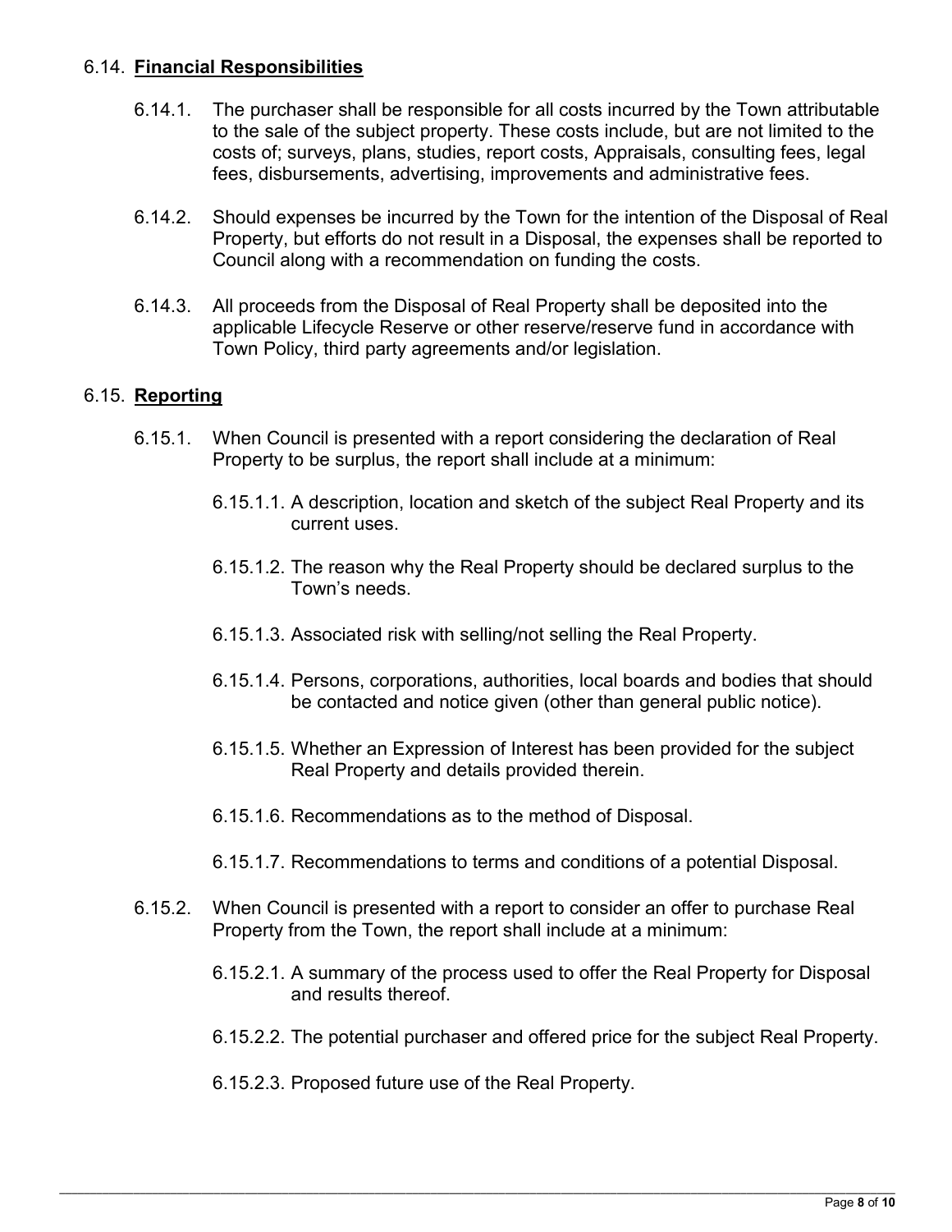### 6.14. **Financial Responsibilities**

6.14.1. The purchaser shall be responsible for all costs incurred by the Town attributable to the sale of the subject property. These costs include, but are not limited to the costs of; surveys, plans, studies, report costs, Appraisals, consulting fees, legal fees, disbursements, advertising, improvements and administrative fees.

6.14.2. Should expenses be incurred by the Town for the intention of the Disposal of Real Property, but efforts do not result in a Disposal, the expenses shall be reported to Council along with a recommendation on funding the costs.

6.14.3. All proceeds from the Disposal of Real Property shall be deposited into the applicable Lifecycle Reserve or other reserve/reserve fund in accordance with Town Policy, third party agreements and/or legislation.

### 6.15. **Reporting**

6.15.1. When Council is presented with a report considering the declaration of Real Property to be surplus, the report shall include at a minimum:

6.15.1.1. A description, location and sketch of the subject Real Property and its current uses.

6.15.1.2. The reason why the Real Property should be declared surplus to the Town's needs.

6.15.1.3. Associated risk with selling/not selling the Real Property.

6.15.1.4. Persons, corporations, authorities, local boards and bodies that should be contacted and notice given (other than general public notice).

6.15.1.5. Whether an Expression of Interest has been provided for the subject Real Property and details provided therein.

6.15.1.6. Recommendations as to the method of Disposal.

6.15.1.7. Recommendations to terms and conditions of a potential Disposal.

6.15.2. When Council is presented with a report to consider an offer to purchase Real Property from the Town, the report shall include at a minimum:

6.15.2.1. A summary of the process used to offer the Real Property for Disposal and results thereof.

6.15.2.2. The potential purchaser and offered price for the subject Real Property.

6.15.2.3. Proposed future use of the Real Property.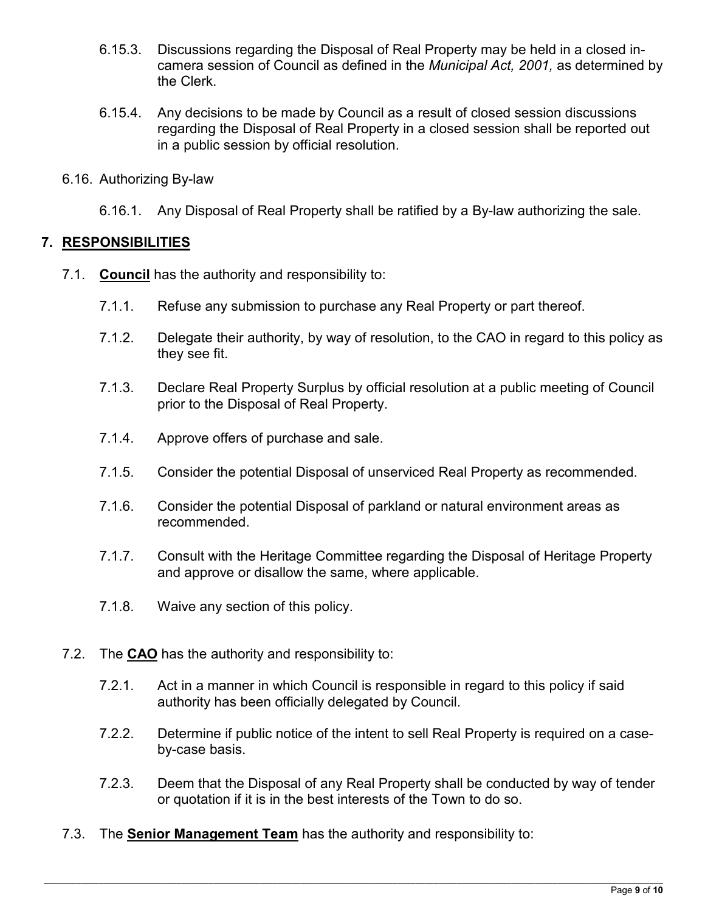6.15.3. Discussions regarding the Disposal of Real Property may be held in a closed in-camera session of Council as defined in the *Municipal Act, 2001,* as determined by the Clerk.

6.15.4. Any decisions to be made by Council as a result of closed session discussions regarding the Disposal of Real Property in a closed session shall be reported out in a public session by official resolution.

6.16. Authorizing By-law

6.16.1. Any Disposal of Real Property shall be ratified by a By-law authorizing the sale.

## 7. RESPONSIBILITIES

7.1. **Council** has the authority and responsibility to:

7.1.1. Refuse any submission to purchase any Real Property or part thereof.

7.1.2. Delegate their authority, by way of resolution, to the CAO in regard to this policy as they see fit.

7.1.3. Declare Real Property Surplus by official resolution at a public meeting of Council prior to the Disposal of Real Property.

7.1.4. Approve offers of purchase and sale.

7.1.5. Consider the potential Disposal of unserviced Real Property as recommended.

7.1.6. Consider the potential Disposal of parkland or natural environment areas as recommended.

7.1.7. Consult with the Heritage Committee regarding the Disposal of Heritage Property and approve or disallow the same, where applicable.

7.1.8. Waive any section of this policy.

7.2. The **CAO** has the authority and responsibility to:

7.2.1. Act in a manner in which Council is responsible in regard to this policy if said authority has been officially delegated by Council.

7.2.2. Determine if public notice of the intent to sell Real Property is required on a case-by-case basis.

7.2.3. Deem that the Disposal of any Real Property shall be conducted by way of tender or quotation if it is in the best interests of the Town to do so.

7.3. The **Senior Management Team** has the authority and responsibility to: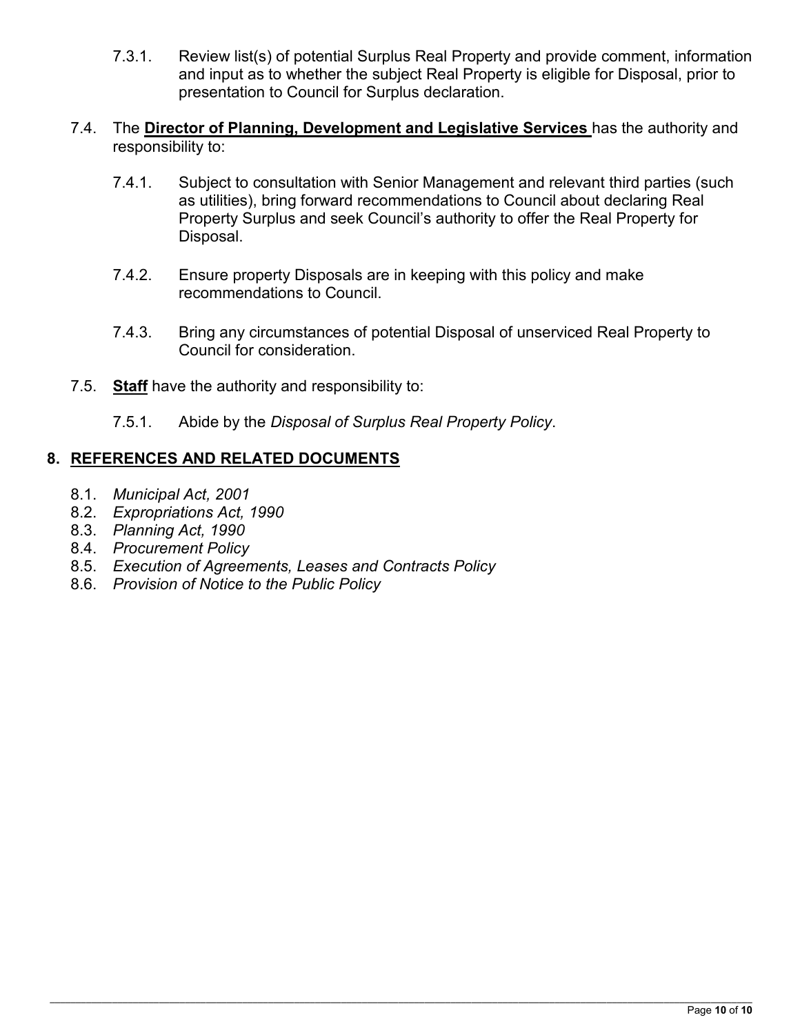7.3.1. Review list(s) of potential Surplus Real Property and provide comment, information and input as to whether the subject Real Property is eligible for Disposal, prior to presentation to Council for Surplus declaration.

7.4. The **Director of Planning, Development and Legislative Services** has the authority and responsibility to:

7.4.1. Subject to consultation with Senior Management and relevant third parties (such as utilities), bring forward recommendations to Council about declaring Real Property Surplus and seek Council's authority to offer the Real Property for Disposal.

7.4.2. Ensure property Disposals are in keeping with this policy and make recommendations to Council.

7.4.3. Bring any circumstances of potential Disposal of unserviced Real Property to Council for consideration.

7.5. **Staff** have the authority and responsibility to:

7.5.1. Abide by the *Disposal of Surplus Real Property Policy*.

## 8. REFERENCES AND RELATED DOCUMENTS

8.1. *Municipal Act, 2001*
8.2. *Expropriations Act, 1990*
8.3. *Planning Act, 1990*
8.4. *Procurement Policy*
8.5. *Execution of Agreements, Leases and Contracts Policy*
8.6. *Provision of Notice to the Public Policy*